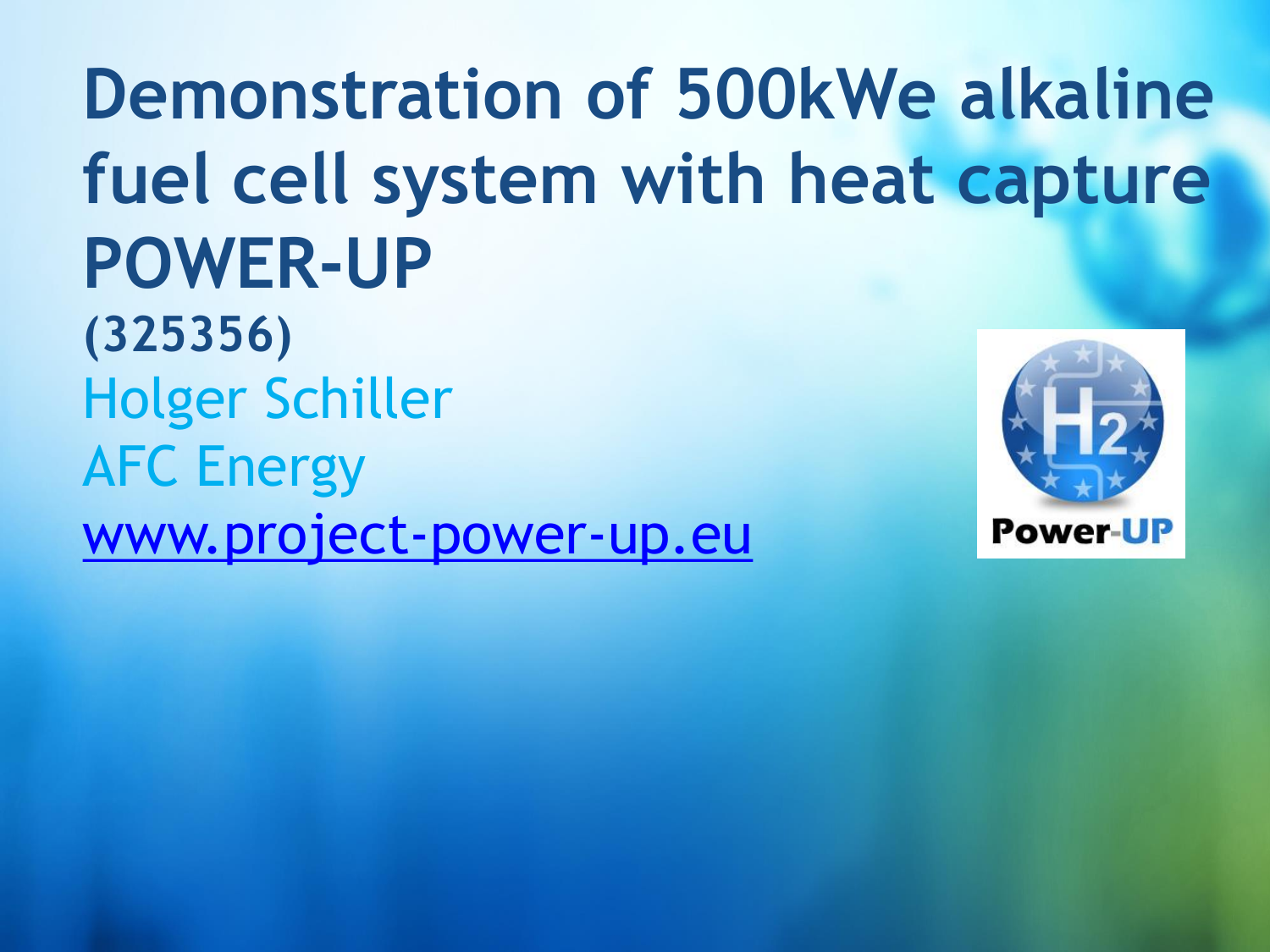# Demonstration of 500kWe alkaline fuel cell system with heat capture POWER-UP

**(325356)**

Holger Schiller

AFC Energy

[www.project-power-up.eu](http://www.project-power-up.eu)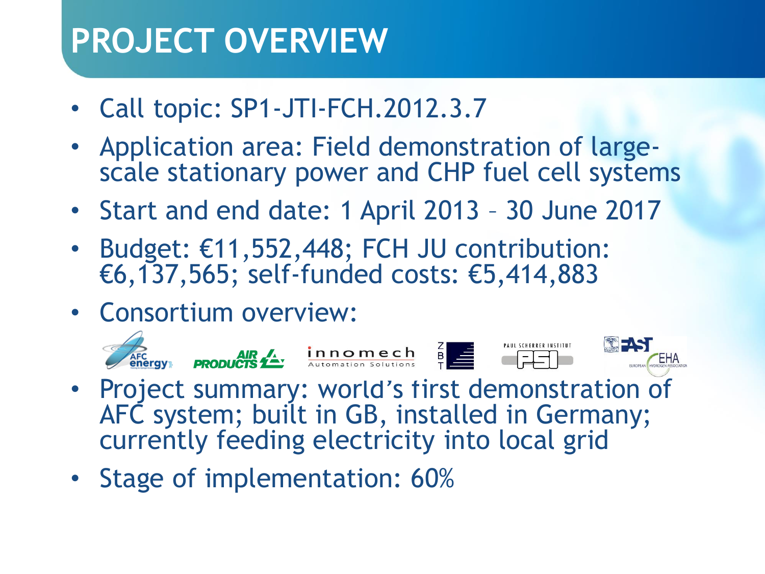# PROJECT OVERVIEW

- Call topic: SP1-JTI-FCH.2012.3.7
- Application area: Field demonstration of large-scale stationary power and CHP fuel cell systems
- Start and end date: 1 April 2013 – 30 June 2017
- Budget: €11,552,448; FCH JU contribution: €6,137,565; self-funded costs: €5,414,883
- Consortium overview:
- Project summary: world's first demonstration of AFC system; built in GB, installed in Germany; currently feeding electricity into local grid
- Stage of implementation: 60%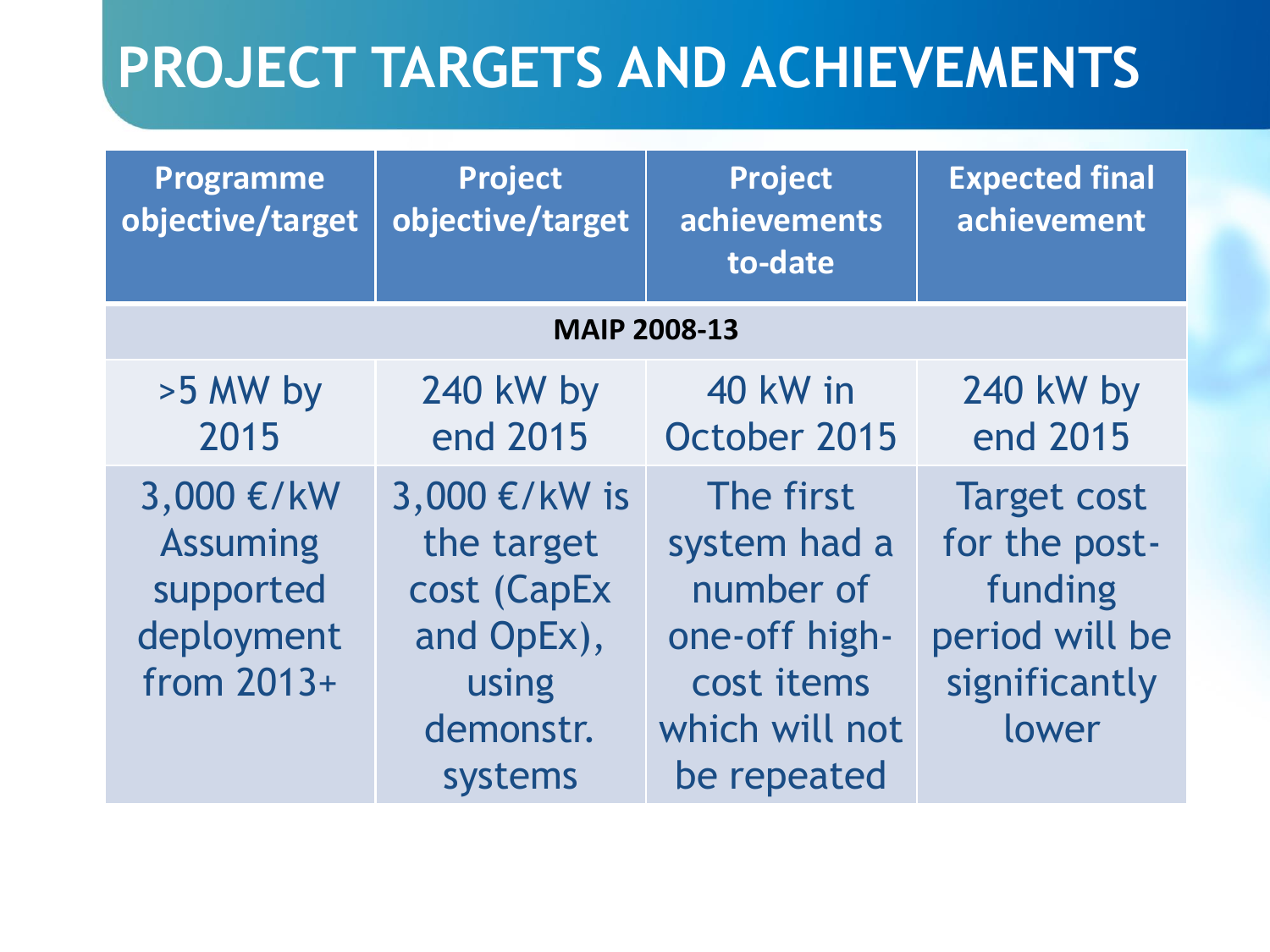# PROJECT TARGETS AND ACHIEVEMENTS

| Programme objective/target | Project objective/target | Project achievements to-date | Expected final achievement |
|---|---|---|---|
| **MAIP 2008-13** | | | |
| >5 MW by 2015 | 240 kW by end 2015 | 40 kW in October 2015 | 240 kW by end 2015 |
| 3,000 €/kW Assuming supported deployment from 2013+ | 3,000 €/kW is the target cost (CapEx and OpEx), using demonstr. systems | The first system had a number of one-off high-cost items which will not be repeated | Target cost for the post-funding period will be significantly lower |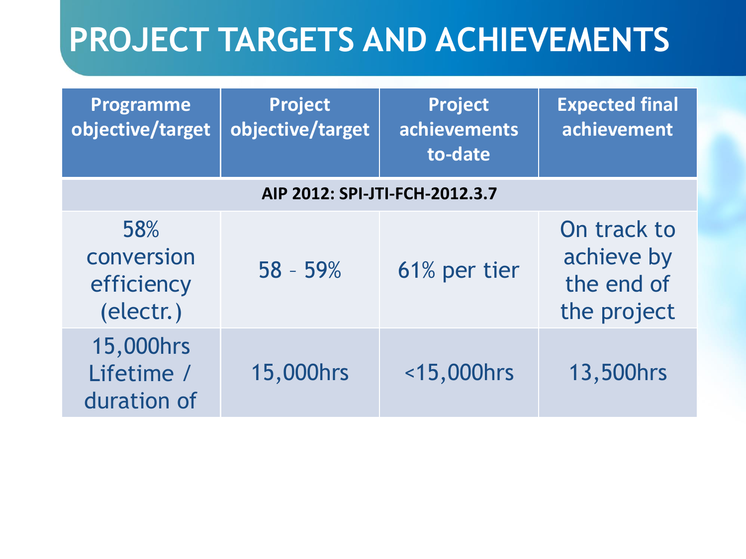# PROJECT TARGETS AND ACHIEVEMENTS

| Programme objective/target | Project objective/target | Project achievements to-date | Expected final achievement |
|---|---|---|---|
| **AIP 2012: SPI-JTI-FCH-2012.3.7** | | | |
| 58% conversion efficiency (electr.) | 58 – 59% | 61% per tier | On track to achieve by the end of the project |
| 15,000hrs Lifetime / duration of | 15,000hrs | <15,000hrs | 13,500hrs |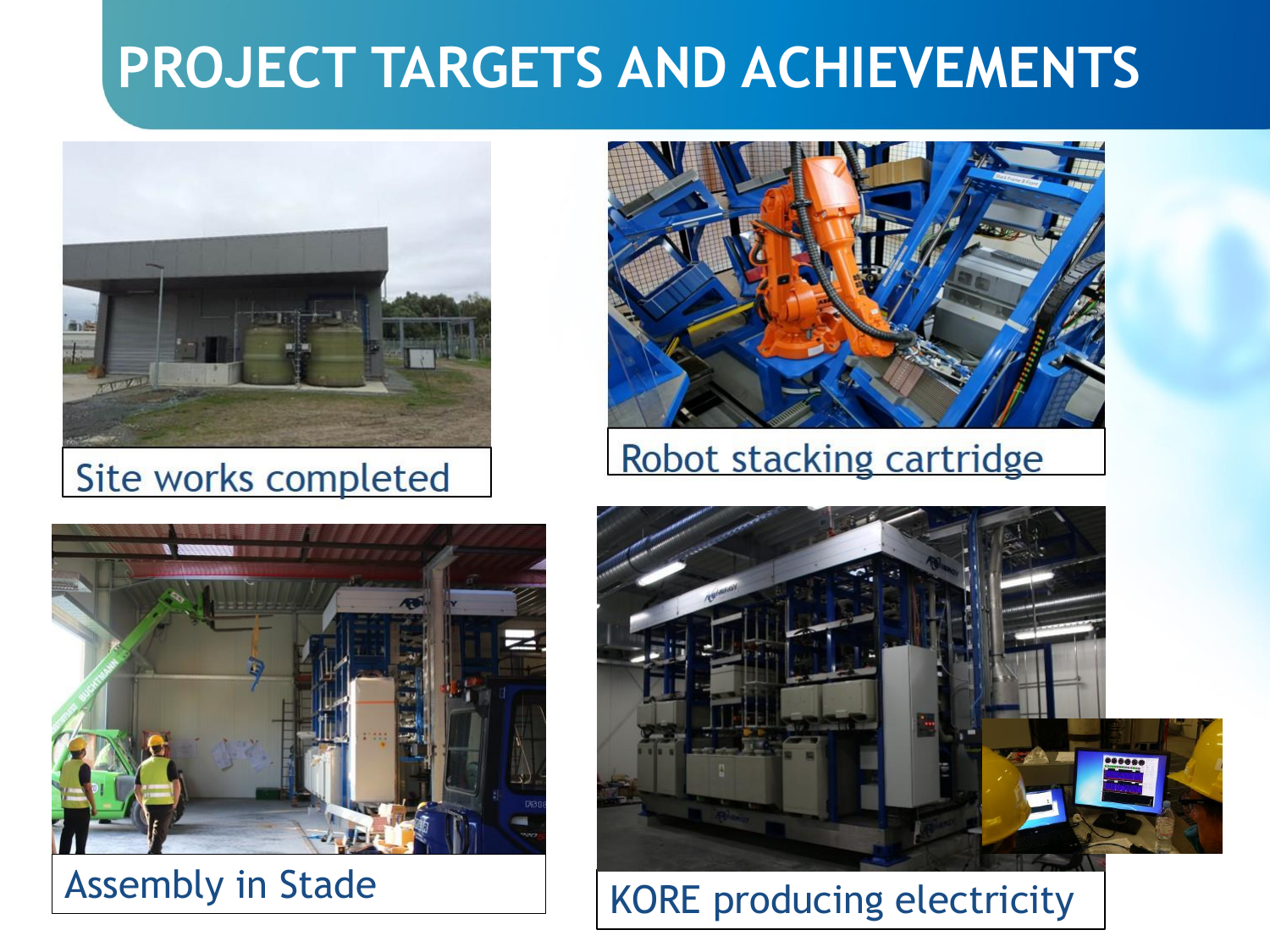# PROJECT TARGETS AND ACHIEVEMENTS

Site works completed

Robot stacking cartridge

Assembly in Stade

KORE producing electricity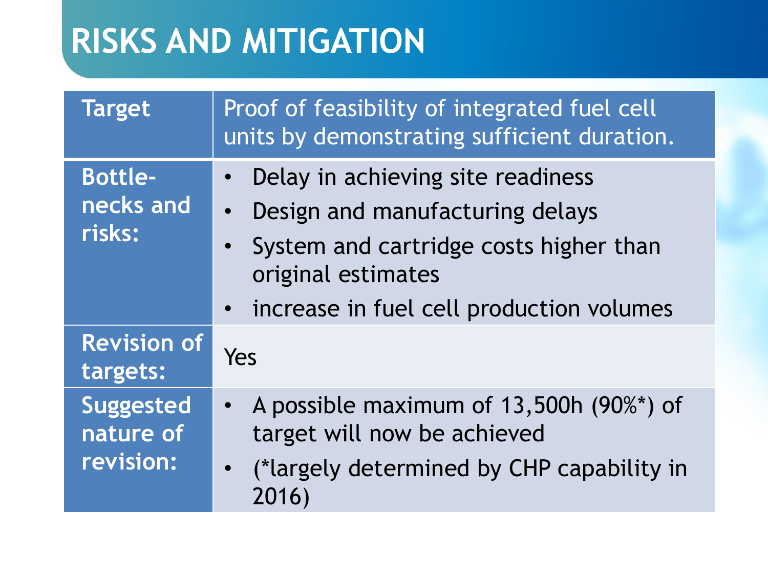# RISKS AND MITIGATION

| Target | Proof of feasibility of integrated fuel cell units by demonstrating sufficient duration. |
|---|---|
| Bottle-necks and risks: | • Delay in achieving site readiness<br>• Design and manufacturing delays<br>• System and cartridge costs higher than original estimates<br>• increase in fuel cell production volumes |
| Revision of targets: | Yes |
| Suggested nature of revision: | • A possible maximum of 13,500h (90%*) of target will now be achieved<br>• (*largely determined by CHP capability in 2016) |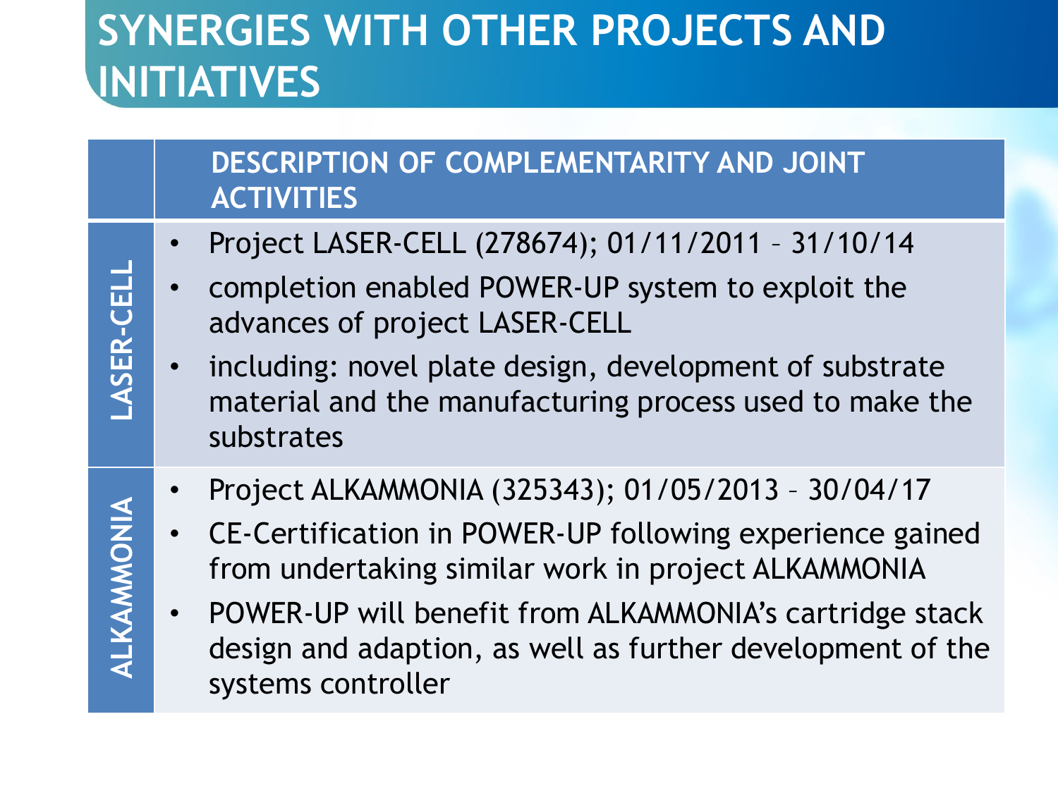# SYNERGIES WITH OTHER PROJECTS AND INITIATIVES

| | DESCRIPTION OF COMPLEMENTARITY AND JOINT ACTIVITIES |
|---|---|
| LASER-CELL | • Project LASER-CELL (278674); 01/11/2011 – 31/10/14<br>• completion enabled POWER-UP system to exploit the advances of project LASER-CELL<br>• including: novel plate design, development of substrate material and the manufacturing process used to make the substrates |
| ALKAMMONIA | • Project ALKAMMONIA (325343); 01/05/2013 – 30/04/17<br>• CE-Certification in POWER-UP following experience gained from undertaking similar work in project ALKAMMONIA<br>• POWER-UP will benefit from ALKAMMONIA's cartridge stack design and adaption, as well as further development of the systems controller |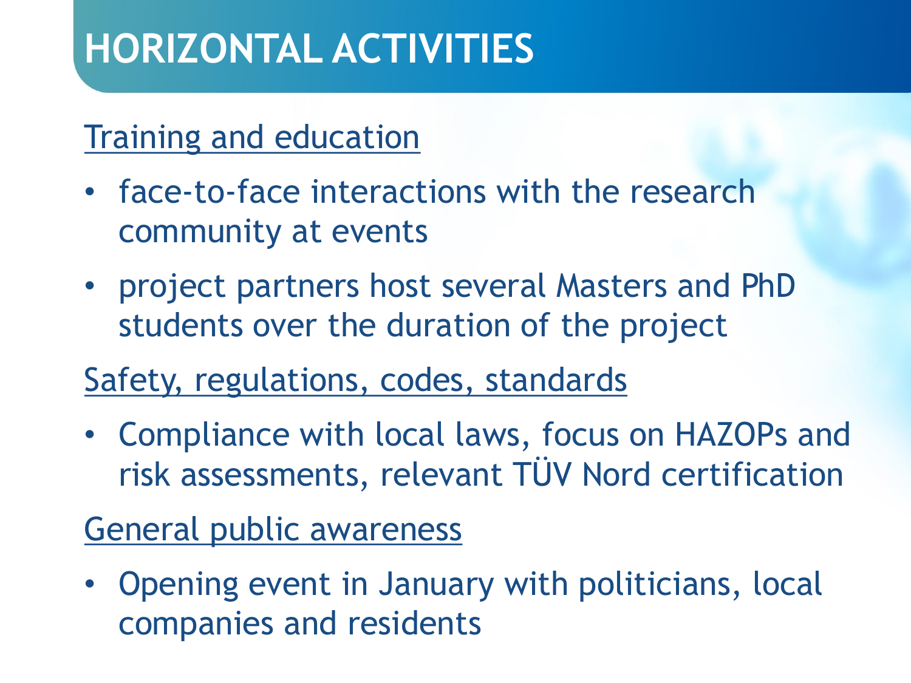# HORIZONTAL ACTIVITIES

Training and education

- face-to-face interactions with the research community at events
- project partners host several Masters and PhD students over the duration of the project

Safety, regulations, codes, standards

- Compliance with local laws, focus on HAZOPs and risk assessments, relevant TÜV Nord certification

General public awareness

- Opening event in January with politicians, local companies and residents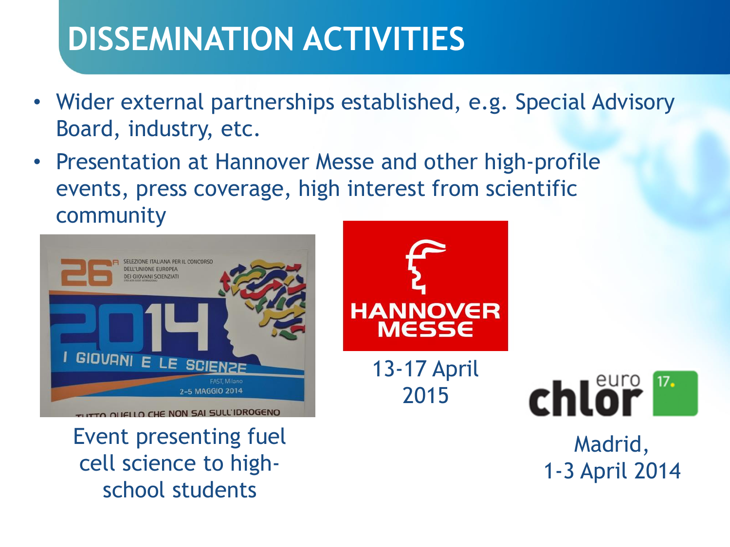# DISSEMINATION ACTIVITIES

- Wider external partnerships established, e.g. Special Advisory Board, industry, etc.
- Presentation at Hannover Messe and other high-profile events, press coverage, high interest from scientific community

Event presenting fuel cell science to high-school students

13-17 April 2015

Madrid, 1-3 April 2014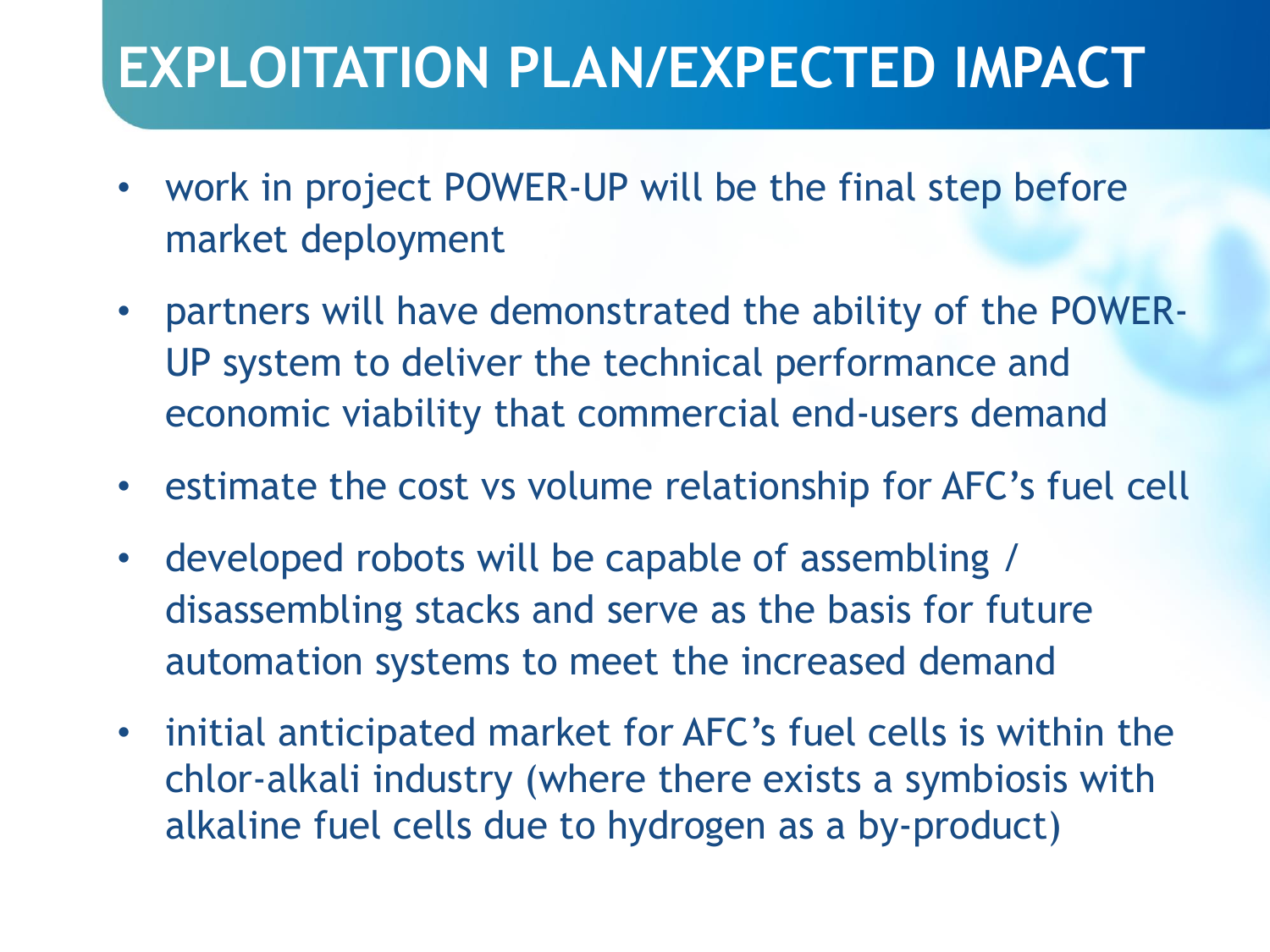# EXPLOITATION PLAN/EXPECTED IMPACT

- work in project POWER-UP will be the final step before market deployment
- partners will have demonstrated the ability of the POWER-UP system to deliver the technical performance and economic viability that commercial end-users demand
- estimate the cost vs volume relationship for AFC's fuel cell
- developed robots will be capable of assembling / disassembling stacks and serve as the basis for future automation systems to meet the increased demand
- initial anticipated market for AFC's fuel cells is within the chlor-alkali industry (where there exists a symbiosis with alkaline fuel cells due to hydrogen as a by-product)